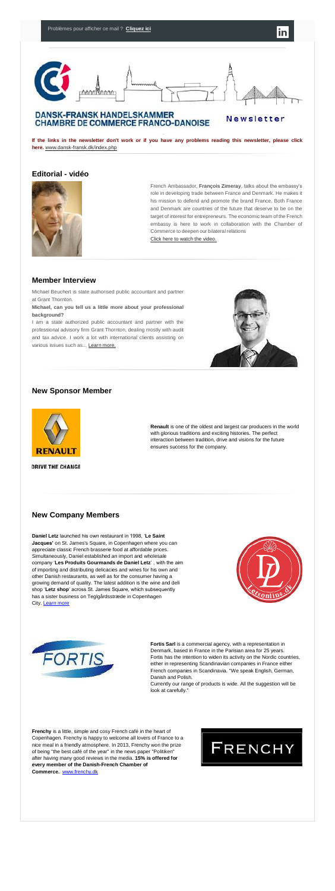Problèmes pour afficher ce mail ? **Cliquez ici**

**DANSK-FRANSK HANDELSKAMMER**
**CHAMBRE DE COMMERCE FRANCO-DANOISE**

Newsletter

**If the links in the newsletter don't work or if you have any problems reading this newsletter, please click here.** www.dansk-fransk.dk/index.php

## Editorial - vidéo

French Ambassador, **François Zimeray**, talks about the embassy's role in developing trade between France and Denmark. He makes it his mission to defend and promote the brand France. Both France and Denmark are countries of the future that deserve to be on the target of interest for entrepreneurs. The economic team of the French embassy is here to work in collaboration with the Chamber of Commerce to deepen our bilateral relations

Click here to watch the video.

## Member Interview

Michael Beuchert is state authorised public accountant and partner at Grant Thornton.

**Michael, can you tell us a little more about your professional background?**

I am a state authorized public accountant and partner with the professional advisory firm Grant Thornton, dealing mostly with audit and tax advice. I work a lot with international clients assisting on various issues such as... Learn more.

## New Sponsor Member

RENAULT

DRIVE THE CHANGE

**Renault** is one of the oldest and largest car producers in the world with glorious traditions and exciting histories. The perfect interaction between tradition, drive and visions for the future ensures success for the company.

## New Company Members

**Daniel Letz** launched his own restaurant in 1998, '**Le Saint Jacques**' on St. James's Square, in Copenhagen where you can appreciate classic French brasserie food at affordable prices. Simultaneously, Daniel established an import and wholesale company '**Les Produits Gourmands de Daniel Letz**' , with the aim of importing and distributing delicacies and wines for his own and other Danish restaurants, as well as for the consumer having a growing demand of quality. The latest addition is the wine and deli shop '**Letz shop**' across St. James Square, which subsequently has a sister business on Teglgårdsstræde in Copenhagen City. Learn more

letzonline.dk

FORTIS

**Fortis Sarl** is a commercial agency, with a representation in Denmark, based in France in the Parisian area for 25 years. Fortis has the intention to widen its activity on the Nordic countries, either in representing Scandinavian companies in France either French companies in Scandinavia. "We speak English, German, Danish and Polish.

Currently our range of products is wide. All the suggestion will be look at carefully."

**Frenchy** is a little, simple and cosy French café in the heart of Copenhagen. Frenchy is happy to welcome all lovers of France to a nice meal in a friendly atmosphere. In 2013, Frenchy won the prize of being "the best café of the year" in the news paper "Politiken" after having many good reviews in the media. **15% is offered for every member of the Danish-French Chamber of Commerce.** www.frenchy.dk

FRENCHY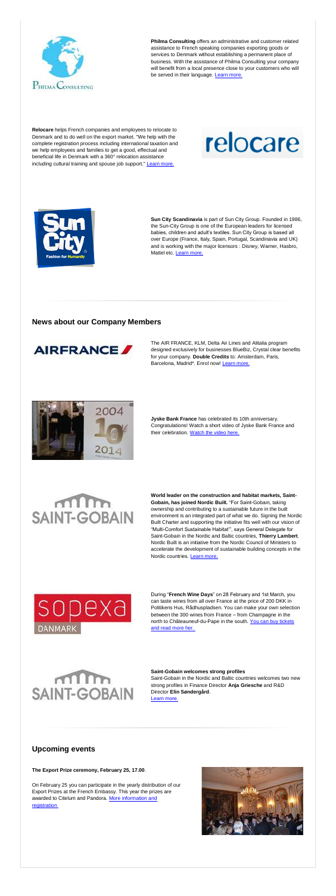**Philma Consulting** offers an administrative and customer related assistance to French speaking companies exporting goods or services to Denmark without establishing a permanent place of business. With the assistance of Philma Consulting your company will benefit from a local presence close to your customers who will be served in their language. Learn more.

**Relocare** helps French companies and employees to relocate to Denmark and to do well on the export market. "We help with the complete registration process including international taxation and we help employees and families to get a good, effectual and beneficial life in Denmark with a 360° relocation assistance including cultural training and spouse job support." Learn more.

**Sun City Scandinavia** is part of Sun City Group. Founded in 1986, the Sun-City Group is one of the European leaders for licensed babies, children and adult's textiles. Sun City Group is based all over Europe (France, Italy, Spain, Portugal, Scandinavia and UK) and is working with the major licensors : Disney, Warner, Hasbro, Mattel etc. Learn more.

## News about our Company Members

The AIR FRANCE, KLM, Delta Air Lines and Alitalia program designed exclusively for businesses BlueBiz, Crystal clear benefits for your company. **Double Credits** to: Amsterdam, Paris, Barcelona, Madrid*. Enrol now! Learn more.

**Jyske Bank France** has celebrated its 10th anniversary. Congratulations! Watch a short video of Jyske Bank France and their celebration. Watch the video here.

**World leader on the construction and habitat markets, Saint-Gobain, has joined Nordic Built.** "For Saint-Gobain, taking ownership and contributing to a sustainable future in the built environment is an integrated part of what we do. Signing the Nordic Built Charter and supporting the initiative fits well with our vision of "Multi-Comfort Sustainable Habitat"", says General Delegate for Saint-Gobain in the Nordic and Baltic countries, **Thierry Lambert**. Nordic Built is an initiative from the Nordic Council of Ministers to accelerate the development of sustainable building concepts in the Nordic countries. Learn more.

During "**French Wine Days**" on 28 February and 1st March, you can taste wines from all over France at the price of 200 DKK in Politikens Hus, Rådhuspladsen. You can make your own selection between the 300 wines from France – from Champagne in the north to Châteauneuf-du-Pape in the south. You can buy tickets and read more her.

**Saint-Gobain welcomes strong profiles**
Saint-Gobain in the Nordic and Baltic countries welcomes two new strong profiles in Finance Director **Anja Griesche** and R&D Director **Elin Søndergård**.
Learn more.

## Upcoming events

**The Export Prize ceremony, February 25, 17.00**.

On February 25 you can participate in the yearly distribution of our Export Prizes at the French Embassy. This year the prizes are awarded to Citelum and Pandora. More information and registration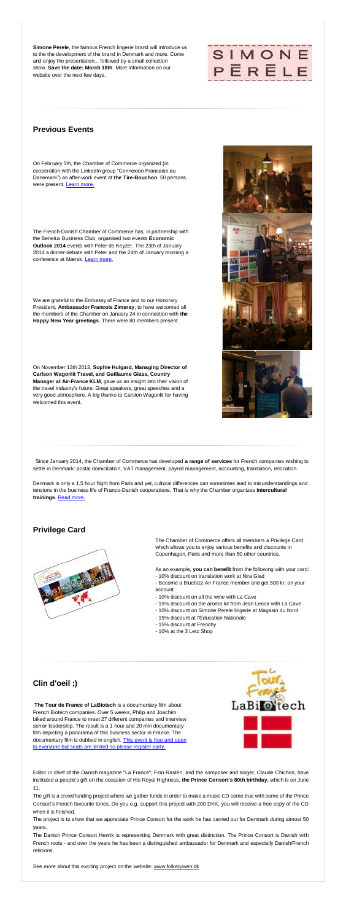**Simone Perele**, the famous French lingerie brand will introduce us to the the development of the brand in Denmark and more. Come and enjoy the presentation... followed by a small collection show. **Save the date: March 18th**. More information on our website over the next few days.

SIMONE PERELE

## Previous Events

On February 5th, the Chamber of Commerce organized (in cooperation with the LinkedIn group "Connexion Francaise au Danemark") an after-work event at **the Tire-Bouchon**. 50 persons were present. [Learn more.]

The French-Danish Chamber of Commerce has, in partnership with the Benelux Business Club, organised two events **Economic Outlook 2014** events with Peter de Keyzer. The 23th of January 2014 a dinner-debate with Peter and the 24th of January morning a conference at Mærsk. [Learn more.]

We are grateful to the Embassy of France and to our Honorary President, **Ambassador Francois Zimeray**, to have welcomed all the members of the Chamber on January 24 in connection with **the Happy New Year greetings**. There were 80 members present.

On November 13th 2013, **Sophie Hulgard, Managing Director of Carlson Wagonlit Travel, and Guillaume Glass, Country Manager at Air-France KLM**, gave us an insight into their vision of the travel industry's future. Great speakers, great speeches and a very good atmosphere. A big thanks to Carslon Wagonlit for having welcomed this event.

Since January 2014, the Chamber of Commerce has developed **a range of services** for French companies wishing to settle in Denmark: postal domiciliation, VAT management, payroll management, accounting, translation, relocation.

Denmark is only a 1,5 hour flight from Paris and yet, cultural differences can sometimes lead to misunderstandings and tensions in the business life of Franco-Danish cooperations. That is why the Chamber organizes **intercultural trainings**. [Read more.]

## Privilege Card

The Chamber of Commerce offers all members a Privilege Card, which allows you to enjoy various benefits and discounts in Copenhagen, Paris and more than 50 other countries.

As an example, **you can benefit** from the following with your card:

- 10% discount on translation work at Nira Glad
- Become a Bluebizz Air France member and get 500 kr. on your account
- 10% discount on all the wine with La Cave
- 15% discount on the aroma kit from Jean Lenoir with La Cave
- 10% discount on Simone Perele lingerie at Magasin du Nord
- 15% discount at l'Éducation Nationale
- 15% discount at Frenchy
- 10% at the 3 Letz Shop

## Clin d'oeil ;)

**The Tour de France of LaBiotech** is a documentary film about French Biotech companies. Over 5 weeks, Philip and Joachim biked around France to meet 27 different companies and interview senior leadership. The result is a 1 hour and 20 min documentary film depicting a panorama of this business sector in France. The documentary film is dubbed in english. [This event is free and open to everyone but seats are limited so please register early.]

Editor in chief of the Danish magazine "La France", Finn Rastén, and the composer and singer, Claude Chichon, have instituted a people's gift on the occasion of His Royal Highness, **the Prince Consort's 80th birthday,** which is on June 11.

The gift is a crowdfunding project where we gather funds in order to make a music CD come true with some of the Prince Consort's French favourite tones. Do you e.g. support this project with 200 DKK, you will receive a free copy of the CD when it is finished.

The project is to show that we appreciate Prince Consort for the work he has carried out for Denmark during almost 50 years.

The Danish Prince Consort Henrik is representing Denmark with great distinction. The Prince Consort is Danish with French roots - and over the years he has been a distinguished ambassador for Denmark and especially Danish/French relations.

See more about this exciting project on the website: www.folkegaven.dk